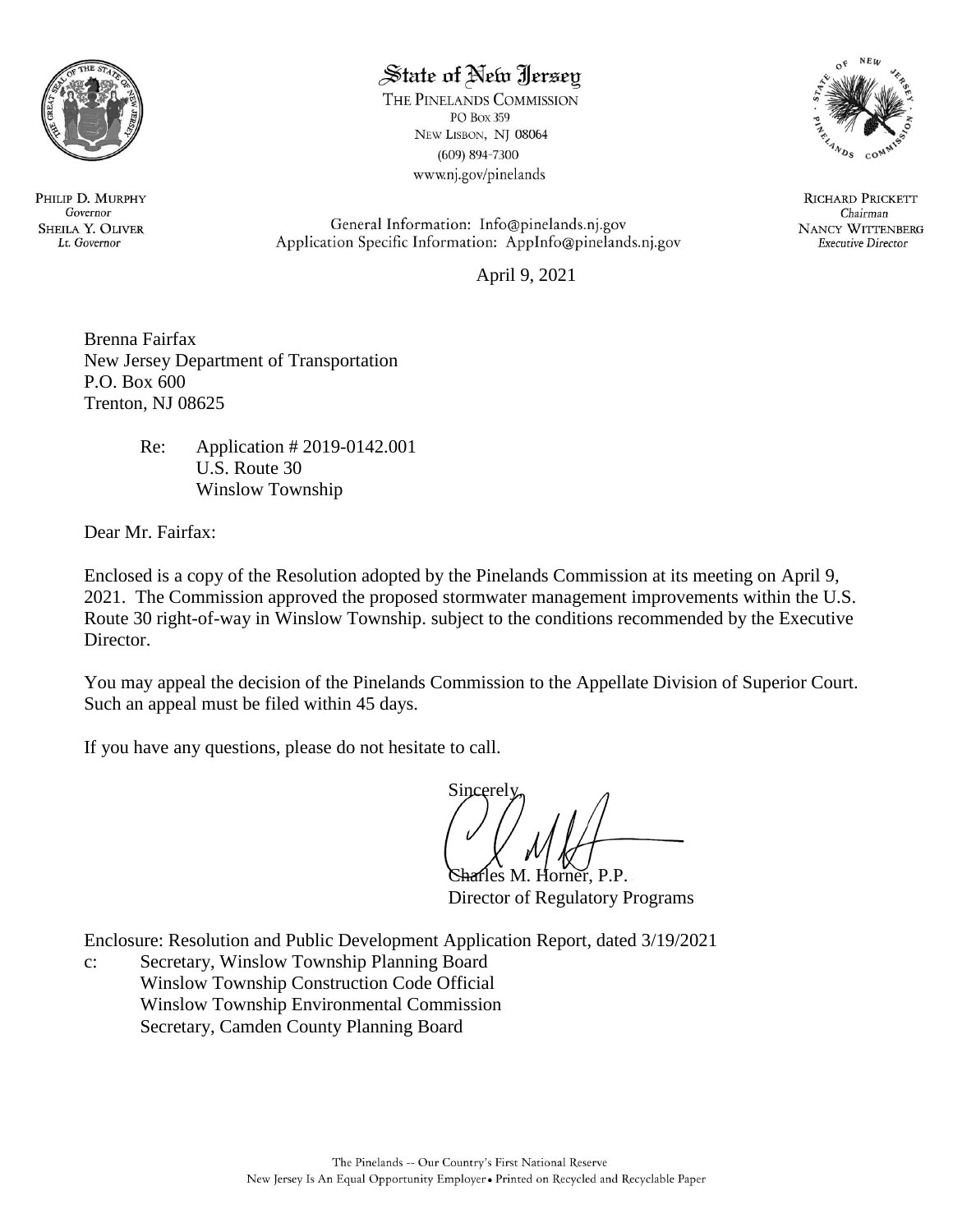State of New Jersey

THE PINELANDS COMMISSION
PO Box 359
NEW LISBON, NJ 08064
(609) 894-7300
www.nj.gov/pinelands

PHILIP D. MURPHY
*Governor*
SHEILA Y. OLIVER
*Lt. Governor*

General Information: Info@pinelands.nj.gov
Application Specific Information: AppInfo@pinelands.nj.gov

RICHARD PRICKETT
*Chairman*
NANCY WITTENBERG
*Executive Director*

April 9, 2021

Brenna Fairfax
New Jersey Department of Transportation
P.O. Box 600
Trenton, NJ 08625

Re: Application # 2019-0142.001
U.S. Route 30
Winslow Township

Dear Mr. Fairfax:

Enclosed is a copy of the Resolution adopted by the Pinelands Commission at its meeting on April 9, 2021. The Commission approved the proposed stormwater management improvements within the U.S. Route 30 right-of-way in Winslow Township. subject to the conditions recommended by the Executive Director.

You may appeal the decision of the Pinelands Commission to the Appellate Division of Superior Court. Such an appeal must be filed within 45 days.

If you have any questions, please do not hesitate to call.

Sincerely,

Charles M. Horner, P.P.
Director of Regulatory Programs

Enclosure: Resolution and Public Development Application Report, dated 3/19/2021

c: Secretary, Winslow Township Planning Board
Winslow Township Construction Code Official
Winslow Township Environmental Commission
Secretary, Camden County Planning Board

The Pinelands -- Our Country's First National Reserve
New Jersey Is An Equal Opportunity Employer • Printed on Recycled and Recyclable Paper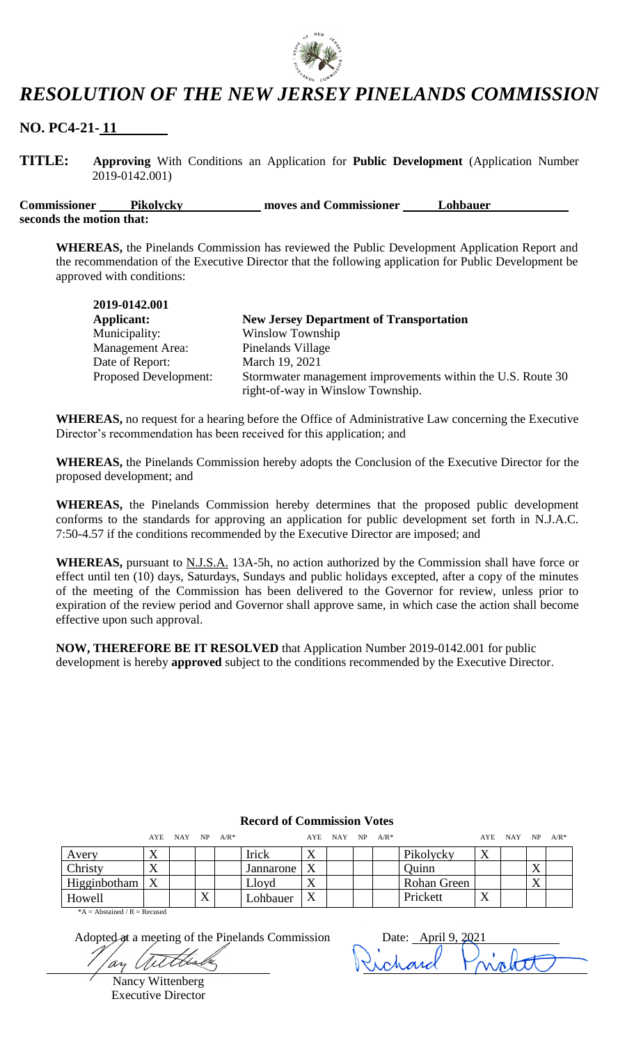*RESOLUTION OF THE NEW JERSEY PINELANDS COMMISSION*

**NO. PC4-21- 11**

**TITLE:** **Approving** With Conditions an Application for **Public Development** (Application Number 2019-0142.001)

**Commissioner** Pikolycky **moves and Commissioner** Lohbauer **seconds the motion that:**

**WHEREAS,** the Pinelands Commission has reviewed the Public Development Application Report and the recommendation of the Executive Director that the following application for Public Development be approved with conditions:

| **2019-0142.001** | |
|---|---|
| **Applicant:** | **New Jersey Department of Transportation** |
| Municipality: | Winslow Township |
| Management Area: | Pinelands Village |
| Date of Report: | March 19, 2021 |
| Proposed Development: | Stormwater management improvements within the U.S. Route 30 right-of-way in Winslow Township. |

**WHEREAS,** no request for a hearing before the Office of Administrative Law concerning the Executive Director's recommendation has been received for this application; and

**WHEREAS,** the Pinelands Commission hereby adopts the Conclusion of the Executive Director for the proposed development; and

**WHEREAS,** the Pinelands Commission hereby determines that the proposed public development conforms to the standards for approving an application for public development set forth in N.J.A.C. 7:50-4.57 if the conditions recommended by the Executive Director are imposed; and

**WHEREAS,** pursuant to N.J.S.A. 13A-5h, no action authorized by the Commission shall have force or effect until ten (10) days, Saturdays, Sundays and public holidays excepted, after a copy of the minutes of the meeting of the Commission has been delivered to the Governor for review, unless prior to expiration of the review period and Governor shall approve same, in which case the action shall become effective upon such approval.

**NOW, THEREFORE BE IT RESOLVED** that Application Number 2019-0142.001 for public development is hereby **approved** subject to the conditions recommended by the Executive Director.

**Record of Commission Votes**

| | AYE | NAY | NP | A/R* | | AYE | NAY | NP | A/R* | | AYE | NAY | NP | A/R* |
|---|---|---|---|---|---|---|---|---|---|---|---|---|---|---|
| Avery | X | | | | Irick | X | | | | Pikolycky | X | | | |
| Christy | X | | | | Jannarone | X | | | | Quinn | | | X | |
| Higginbotham | X | | | | Lloyd | X | | | | Rohan Green | | | X | |
| Howell | | | X | | Lohbauer | X | | | | Prickett | X | | | |

*A = Abstained / R = Recused

Adopted at a meeting of the Pinelands Commission

Nancy Wittenberg
Executive Director

Date: April 9, 2021

Richard Prickett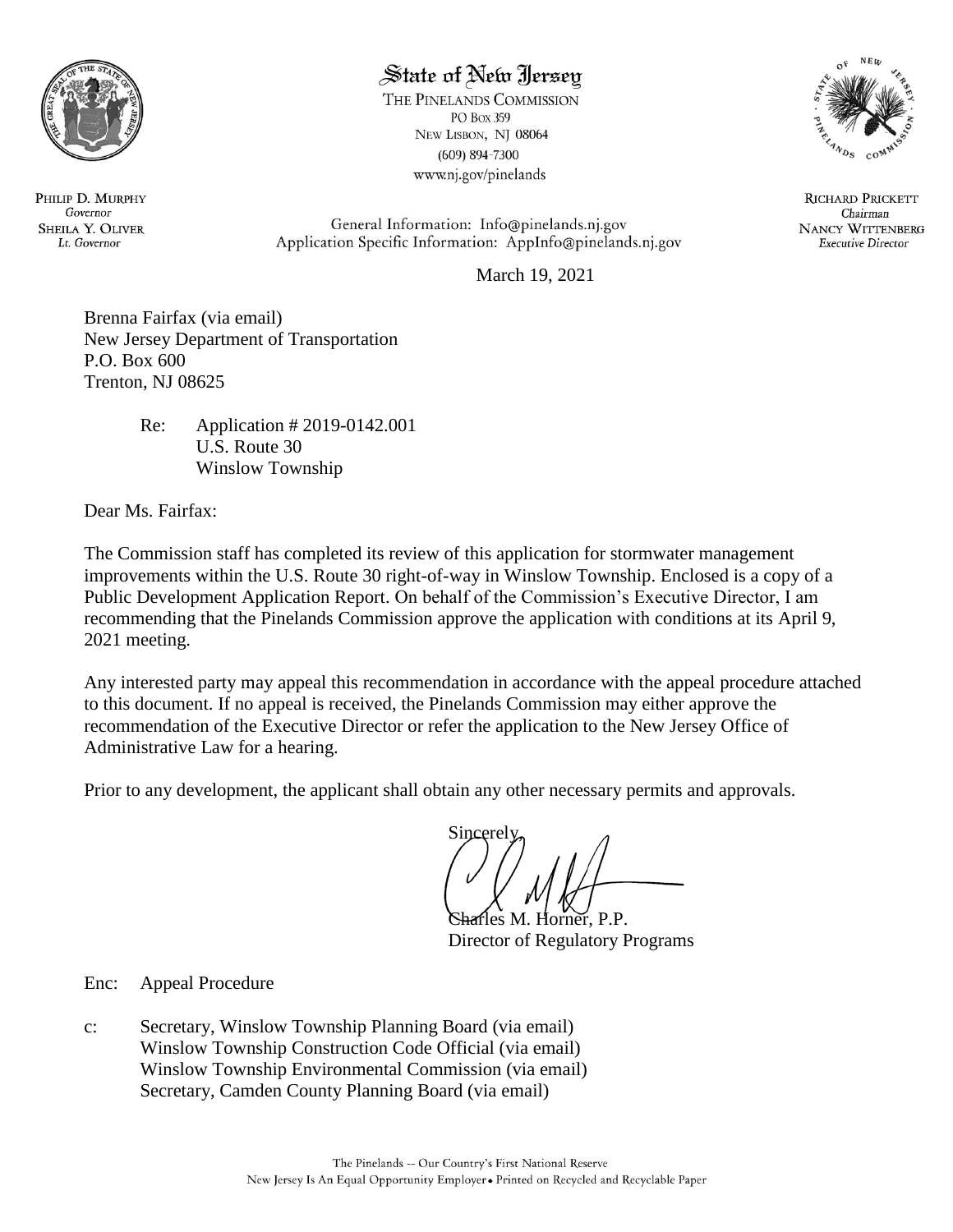# State of New Jersey

THE PINELANDS COMMISSION
PO BOX 359
NEW LISBON, NJ 08064
(609) 894-7300
www.nj.gov/pinelands

PHILIP D. MURPHY
*Governor*
SHEILA Y. OLIVER
*Lt. Governor*

General Information: Info@pinelands.nj.gov
Application Specific Information: AppInfo@pinelands.nj.gov

RICHARD PRICKETT
*Chairman*
NANCY WITTENBERG
*Executive Director*

March 19, 2021

Brenna Fairfax (via email)
New Jersey Department of Transportation
P.O. Box 600
Trenton, NJ 08625

Re: Application # 2019-0142.001
U.S. Route 30
Winslow Township

Dear Ms. Fairfax:

The Commission staff has completed its review of this application for stormwater management improvements within the U.S. Route 30 right-of-way in Winslow Township. Enclosed is a copy of a Public Development Application Report. On behalf of the Commission's Executive Director, I am recommending that the Pinelands Commission approve the application with conditions at its April 9, 2021 meeting.

Any interested party may appeal this recommendation in accordance with the appeal procedure attached to this document. If no appeal is received, the Pinelands Commission may either approve the recommendation of the Executive Director or refer the application to the New Jersey Office of Administrative Law for a hearing.

Prior to any development, the applicant shall obtain any other necessary permits and approvals.

Sincerely,

Charles M. Horner, P.P.
Director of Regulatory Programs

Enc: Appeal Procedure

c: Secretary, Winslow Township Planning Board (via email)
Winslow Township Construction Code Official (via email)
Winslow Township Environmental Commission (via email)
Secretary, Camden County Planning Board (via email)

The Pinelands -- Our Country's First National Reserve
New Jersey Is An Equal Opportunity Employer • Printed on Recycled and Recyclable Paper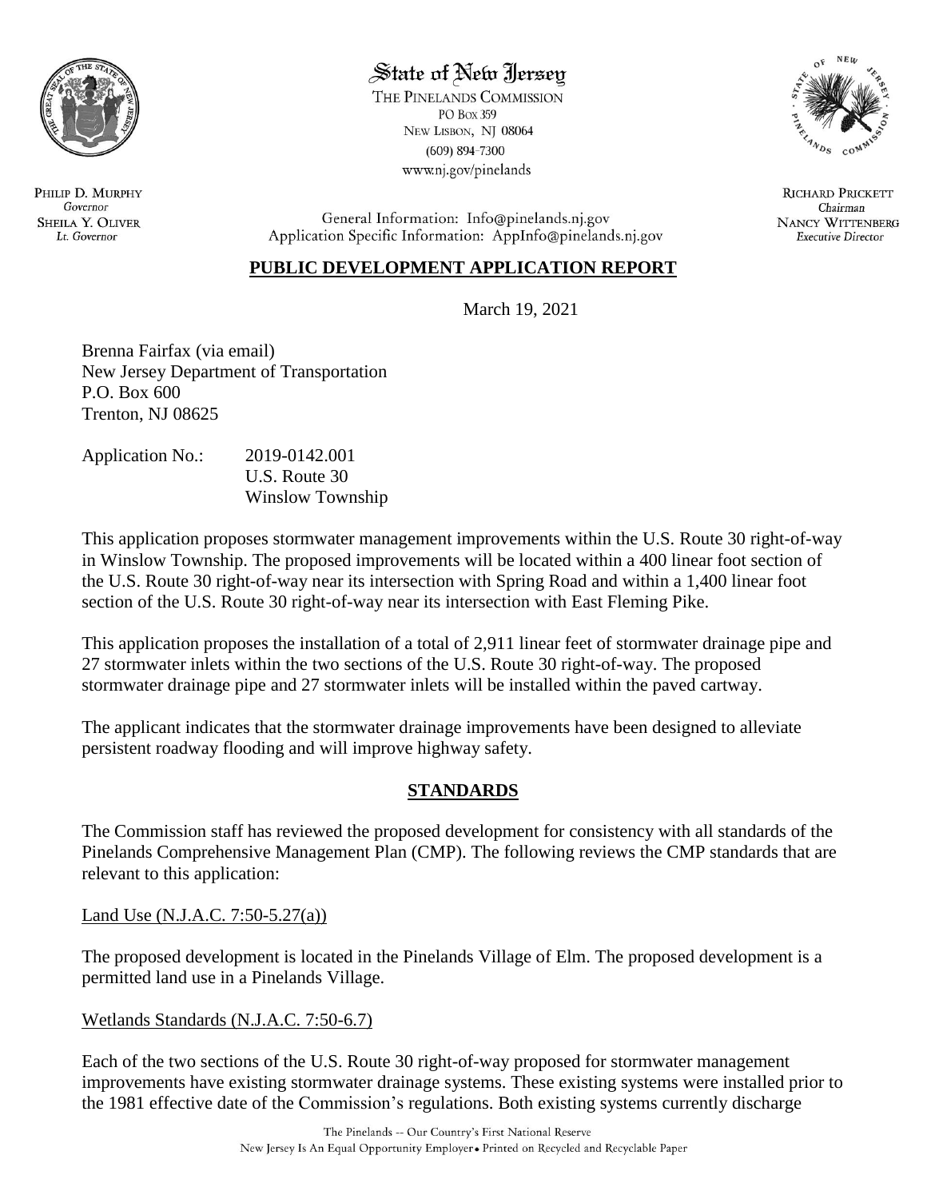# State of New Jersey

THE PINELANDS COMMISSION
PO BOX 359
NEW LISBON, NJ 08064
(609) 894-7300
www.nj.gov/pinelands

PHILIP D. MURPHY
*Governor*
SHEILA Y. OLIVER
*Lt. Governor*

RICHARD PRICKETT
*Chairman*
NANCY WITTENBERG
*Executive Director*

General Information: Info@pinelands.nj.gov
Application Specific Information: AppInfo@pinelands.nj.gov

## PUBLIC DEVELOPMENT APPLICATION REPORT

March 19, 2021

Brenna Fairfax (via email)
New Jersey Department of Transportation
P.O. Box 600
Trenton, NJ 08625

Application No.: 2019-0142.001
U.S. Route 30
Winslow Township

This application proposes stormwater management improvements within the U.S. Route 30 right-of-way in Winslow Township. The proposed improvements will be located within a 400 linear foot section of the U.S. Route 30 right-of-way near its intersection with Spring Road and within a 1,400 linear foot section of the U.S. Route 30 right-of-way near its intersection with East Fleming Pike.

This application proposes the installation of a total of 2,911 linear feet of stormwater drainage pipe and 27 stormwater inlets within the two sections of the U.S. Route 30 right-of-way. The proposed stormwater drainage pipe and 27 stormwater inlets will be installed within the paved cartway.

The applicant indicates that the stormwater drainage improvements have been designed to alleviate persistent roadway flooding and will improve highway safety.

## STANDARDS

The Commission staff has reviewed the proposed development for consistency with all standards of the Pinelands Comprehensive Management Plan (CMP). The following reviews the CMP standards that are relevant to this application:

Land Use (N.J.A.C. 7:50-5.27(a))

The proposed development is located in the Pinelands Village of Elm. The proposed development is a permitted land use in a Pinelands Village.

Wetlands Standards (N.J.A.C. 7:50-6.7)

Each of the two sections of the U.S. Route 30 right-of-way proposed for stormwater management improvements have existing stormwater drainage systems. These existing systems were installed prior to the 1981 effective date of the Commission's regulations. Both existing systems currently discharge

The Pinelands -- Our Country's First National Reserve
New Jersey Is An Equal Opportunity Employer • Printed on Recycled and Recyclable Paper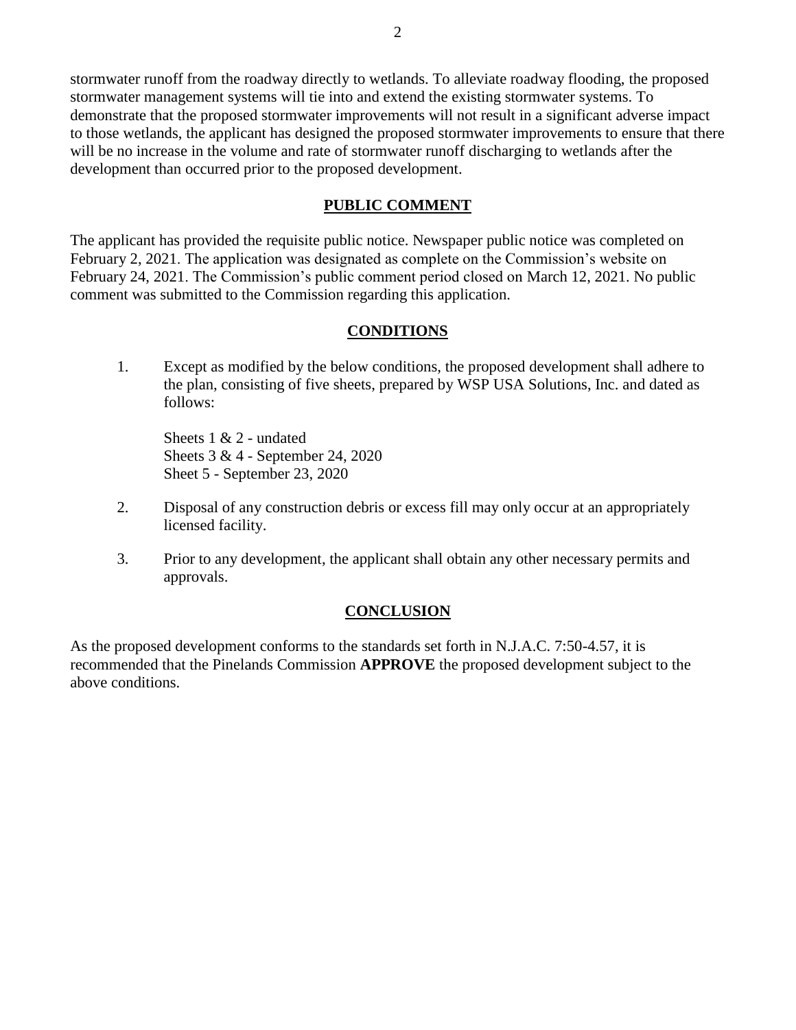stormwater runoff from the roadway directly to wetlands. To alleviate roadway flooding, the proposed stormwater management systems will tie into and extend the existing stormwater systems. To demonstrate that the proposed stormwater improvements will not result in a significant adverse impact to those wetlands, the applicant has designed the proposed stormwater improvements to ensure that there will be no increase in the volume and rate of stormwater runoff discharging to wetlands after the development than occurred prior to the proposed development.

## PUBLIC COMMENT

The applicant has provided the requisite public notice. Newspaper public notice was completed on February 2, 2021. The application was designated as complete on the Commission's website on February 24, 2021. The Commission's public comment period closed on March 12, 2021. No public comment was submitted to the Commission regarding this application.

## CONDITIONS

1. Except as modified by the below conditions, the proposed development shall adhere to the plan, consisting of five sheets, prepared by WSP USA Solutions, Inc. and dated as follows:

   Sheets 1 & 2 - undated
   Sheets 3 & 4 - September 24, 2020
   Sheet 5 - September 23, 2020

2. Disposal of any construction debris or excess fill may only occur at an appropriately licensed facility.

3. Prior to any development, the applicant shall obtain any other necessary permits and approvals.

## CONCLUSION

As the proposed development conforms to the standards set forth in N.J.A.C. 7:50-4.57, it is recommended that the Pinelands Commission **APPROVE** the proposed development subject to the above conditions.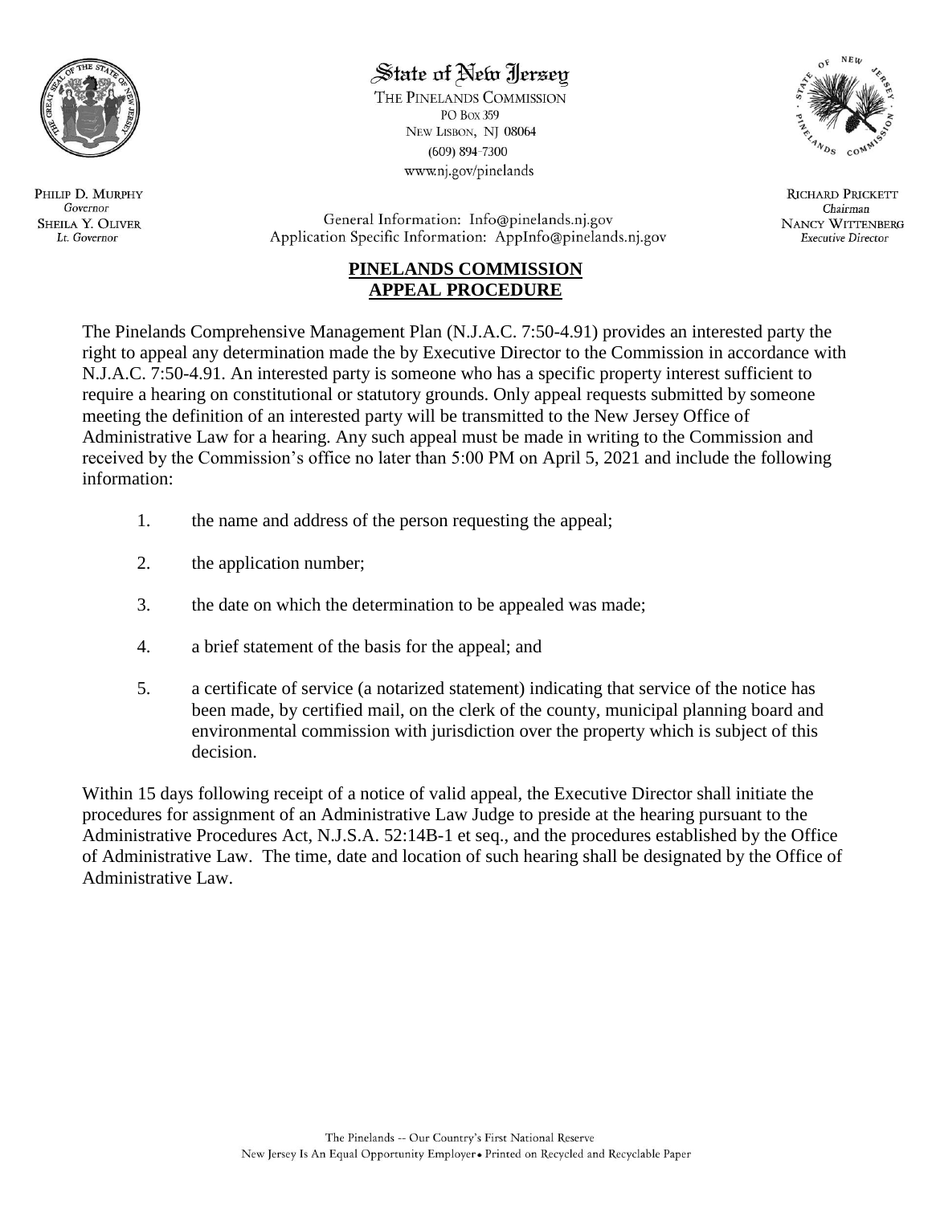State of New Jersey

THE PINELANDS COMMISSION
PO BOX 359
NEW LISBON, NJ 08064
(609) 894-7300
www.nj.gov/pinelands

PHILIP D. MURPHY
*Governor*
SHEILA Y. OLIVER
*Lt. Governor*

General Information: Info@pinelands.nj.gov
Application Specific Information: AppInfo@pinelands.nj.gov

RICHARD PRICKETT
*Chairman*
NANCY WITTENBERG
*Executive Director*

# PINELANDS COMMISSION APPEAL PROCEDURE

The Pinelands Comprehensive Management Plan (N.J.A.C. 7:50-4.91) provides an interested party the right to appeal any determination made the by Executive Director to the Commission in accordance with N.J.A.C. 7:50-4.91. An interested party is someone who has a specific property interest sufficient to require a hearing on constitutional or statutory grounds. Only appeal requests submitted by someone meeting the definition of an interested party will be transmitted to the New Jersey Office of Administrative Law for a hearing. Any such appeal must be made in writing to the Commission and received by the Commission's office no later than 5:00 PM on April 5, 2021 and include the following information:

1. the name and address of the person requesting the appeal;
2. the application number;
3. the date on which the determination to be appealed was made;
4. a brief statement of the basis for the appeal; and
5. a certificate of service (a notarized statement) indicating that service of the notice has been made, by certified mail, on the clerk of the county, municipal planning board and environmental commission with jurisdiction over the property which is subject of this decision.

Within 15 days following receipt of a notice of valid appeal, the Executive Director shall initiate the procedures for assignment of an Administrative Law Judge to preside at the hearing pursuant to the Administrative Procedures Act, N.J.S.A. 52:14B-1 et seq., and the procedures established by the Office of Administrative Law. The time, date and location of such hearing shall be designated by the Office of Administrative Law.

The Pinelands -- Our Country's First National Reserve
New Jersey Is An Equal Opportunity Employer • Printed on Recycled and Recyclable Paper